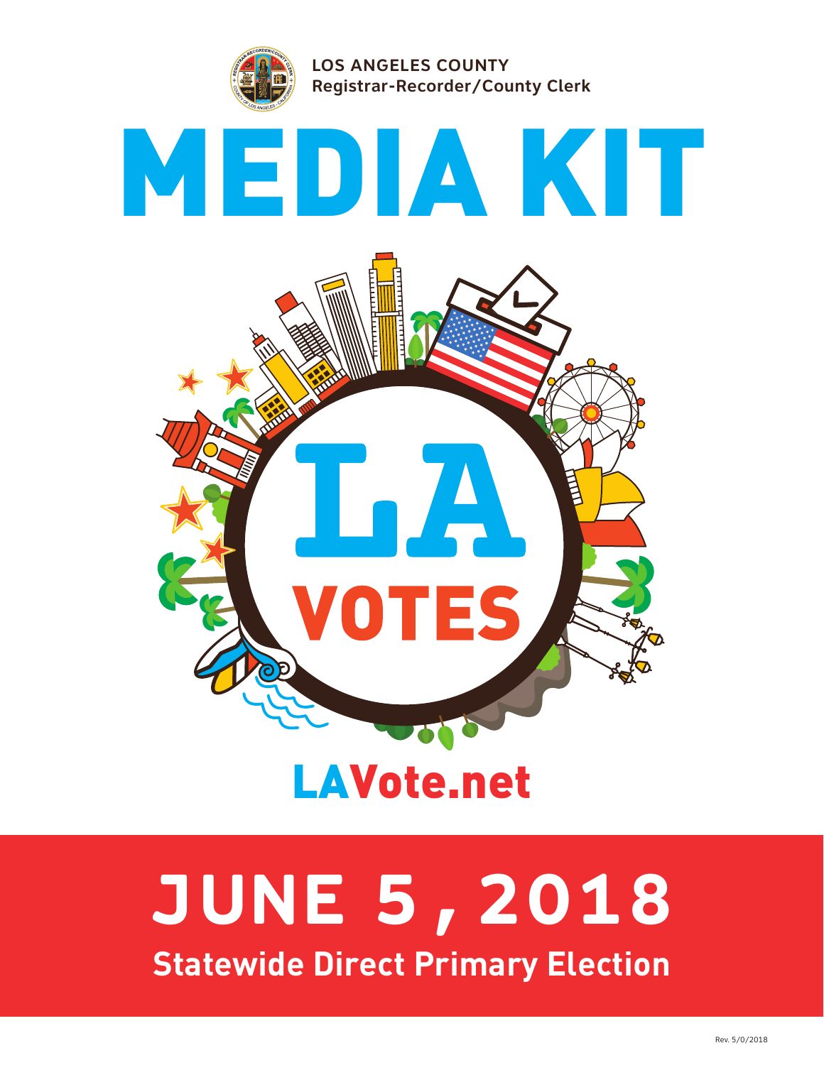LOS ANGELES COUNTY
Registrar-Recorder/County Clerk

# MEDIA KIT

LA VOTES

LAVote.net

# JUNE 5, 2018

## Statewide Direct Primary Election

Rev. 5/0/2018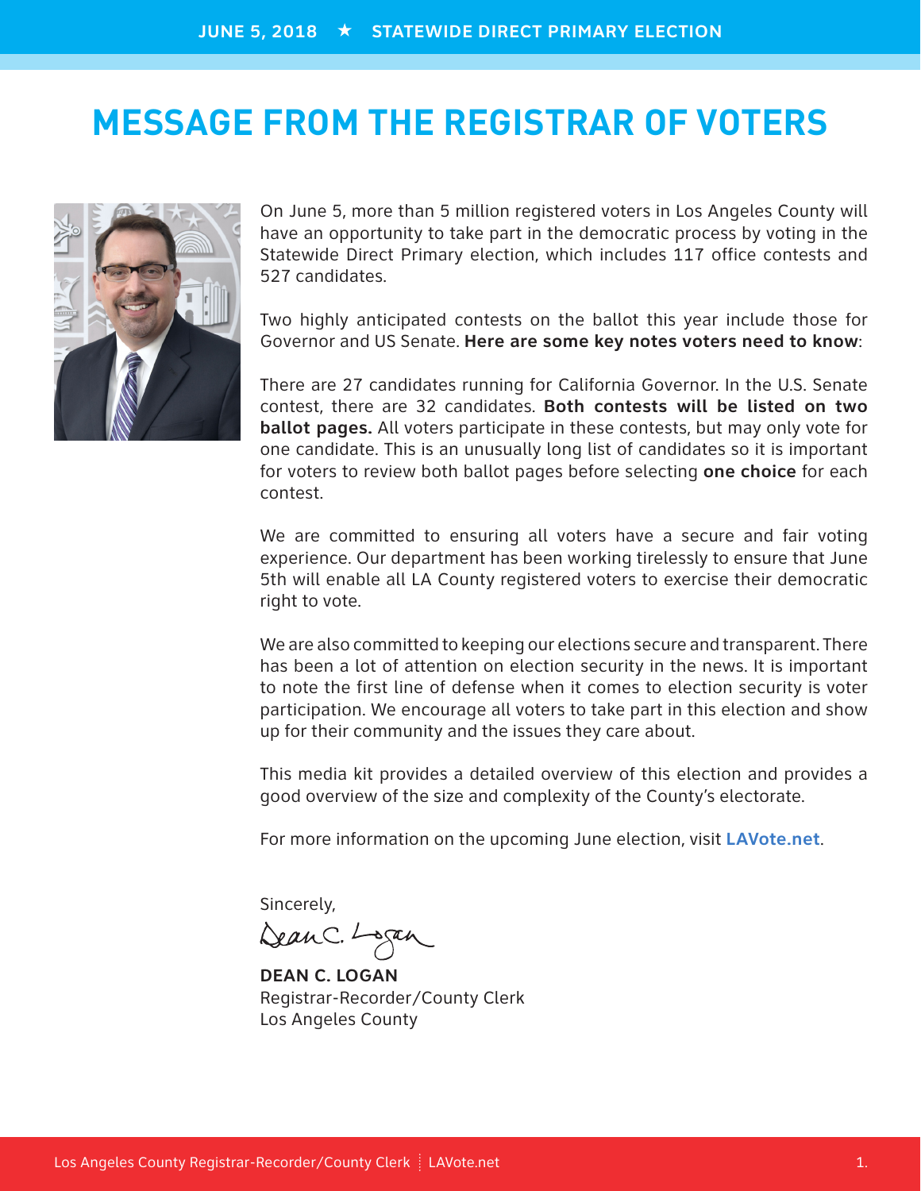# MESSAGE FROM THE REGISTRAR OF VOTERS

On June 5, more than 5 million registered voters in Los Angeles County will have an opportunity to take part in the democratic process by voting in the Statewide Direct Primary election, which includes 117 office contests and 527 candidates.

Two highly anticipated contests on the ballot this year include those for Governor and US Senate. **Here are some key notes voters need to know**:

There are 27 candidates running for California Governor. In the U.S. Senate contest, there are 32 candidates. **Both contests will be listed on two ballot pages.** All voters participate in these contests, but may only vote for one candidate. This is an unusually long list of candidates so it is important for voters to review both ballot pages before selecting **one choice** for each contest.

We are committed to ensuring all voters have a secure and fair voting experience. Our department has been working tirelessly to ensure that June 5th will enable all LA County registered voters to exercise their democratic right to vote.

We are also committed to keeping our elections secure and transparent. There has been a lot of attention on election security in the news. It is important to note the first line of defense when it comes to election security is voter participation. We encourage all voters to take part in this election and show up for their community and the issues they care about.

This media kit provides a detailed overview of this election and provides a good overview of the size and complexity of the County's electorate.

For more information on the upcoming June election, visit **LAVote.net**.

Sincerely,

**DEAN C. LOGAN**
Registrar-Recorder/County Clerk
Los Angeles County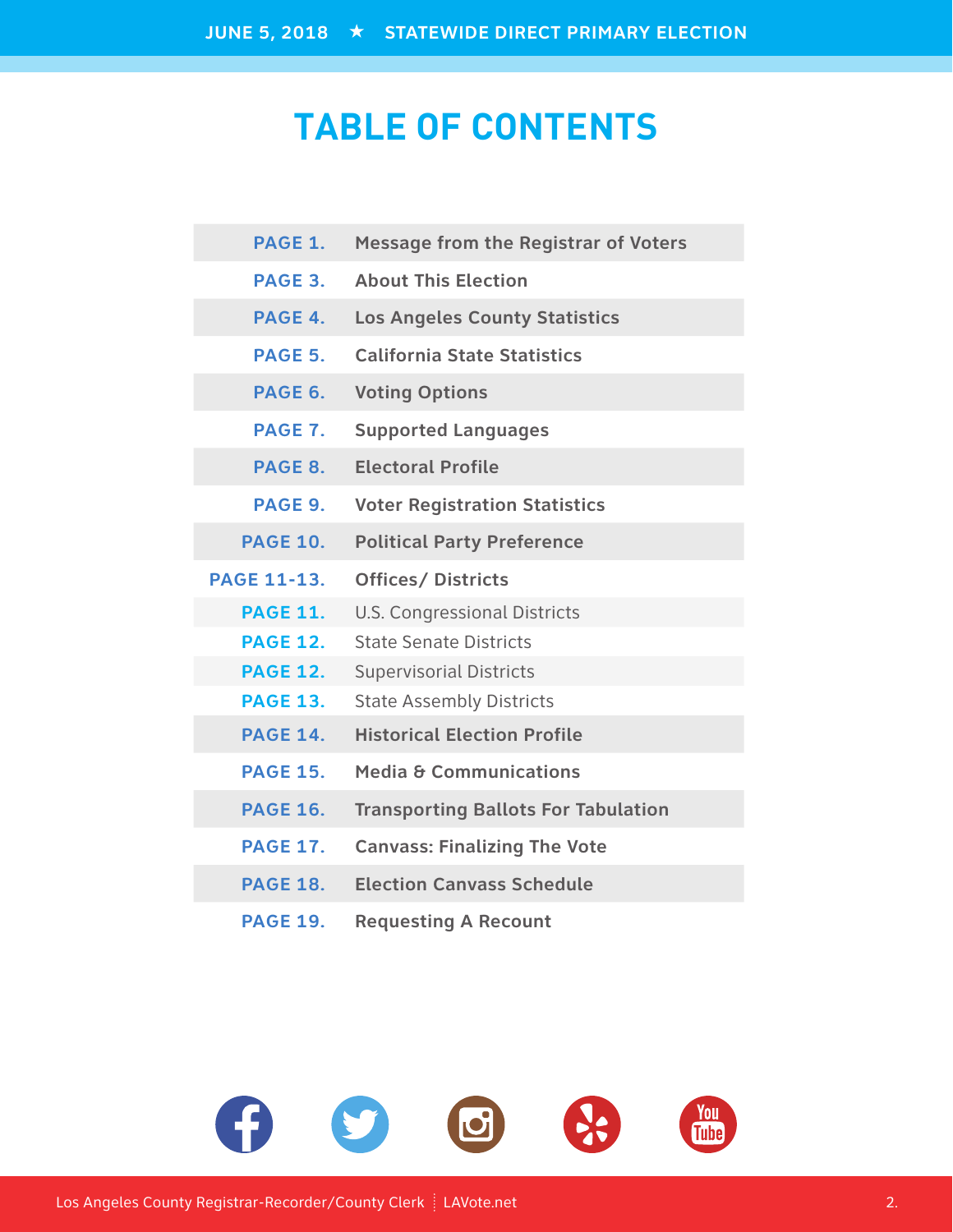# TABLE OF CONTENTS

| | |
|---|---|
| PAGE 1. | Message from the Registrar of Voters |
| PAGE 3. | About This Election |
| PAGE 4. | Los Angeles County Statistics |
| PAGE 5. | California State Statistics |
| PAGE 6. | Voting Options |
| PAGE 7. | Supported Languages |
| PAGE 8. | Electoral Profile |
| PAGE 9. | Voter Registration Statistics |
| PAGE 10. | Political Party Preference |
| PAGE 11-13. | Offices/ Districts |
| PAGE 11. | U.S. Congressional Districts |
| PAGE 12. | State Senate Districts |
| PAGE 12. | Supervisorial Districts |
| PAGE 13. | State Assembly Districts |
| PAGE 14. | Historical Election Profile |
| PAGE 15. | Media & Communications |
| PAGE 16. | Transporting Ballots For Tabulation |
| PAGE 17. | Canvass: Finalizing The Vote |
| PAGE 18. | Election Canvass Schedule |
| PAGE 19. | Requesting A Recount |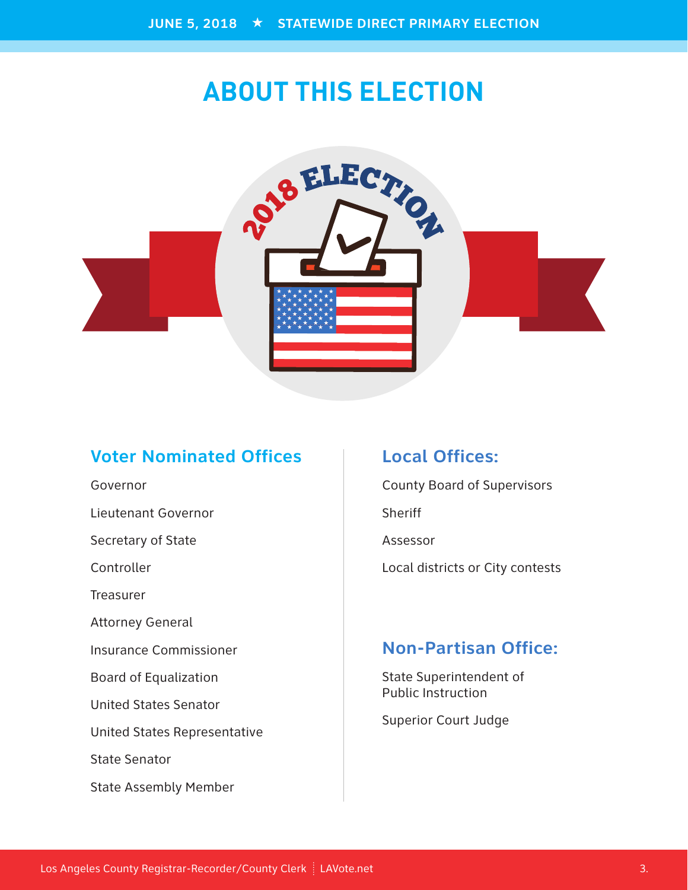# ABOUT THIS ELECTION

## Voter Nominated Offices

Governor

Lieutenant Governor

Secretary of State

Controller

Treasurer

Attorney General

Insurance Commissioner

Board of Equalization

United States Senator

United States Representative

State Senator

State Assembly Member

## Local Offices:

County Board of Supervisors

Sheriff

Assessor

Local districts or City contests

## Non-Partisan Office:

State Superintendent of Public Instruction

Superior Court Judge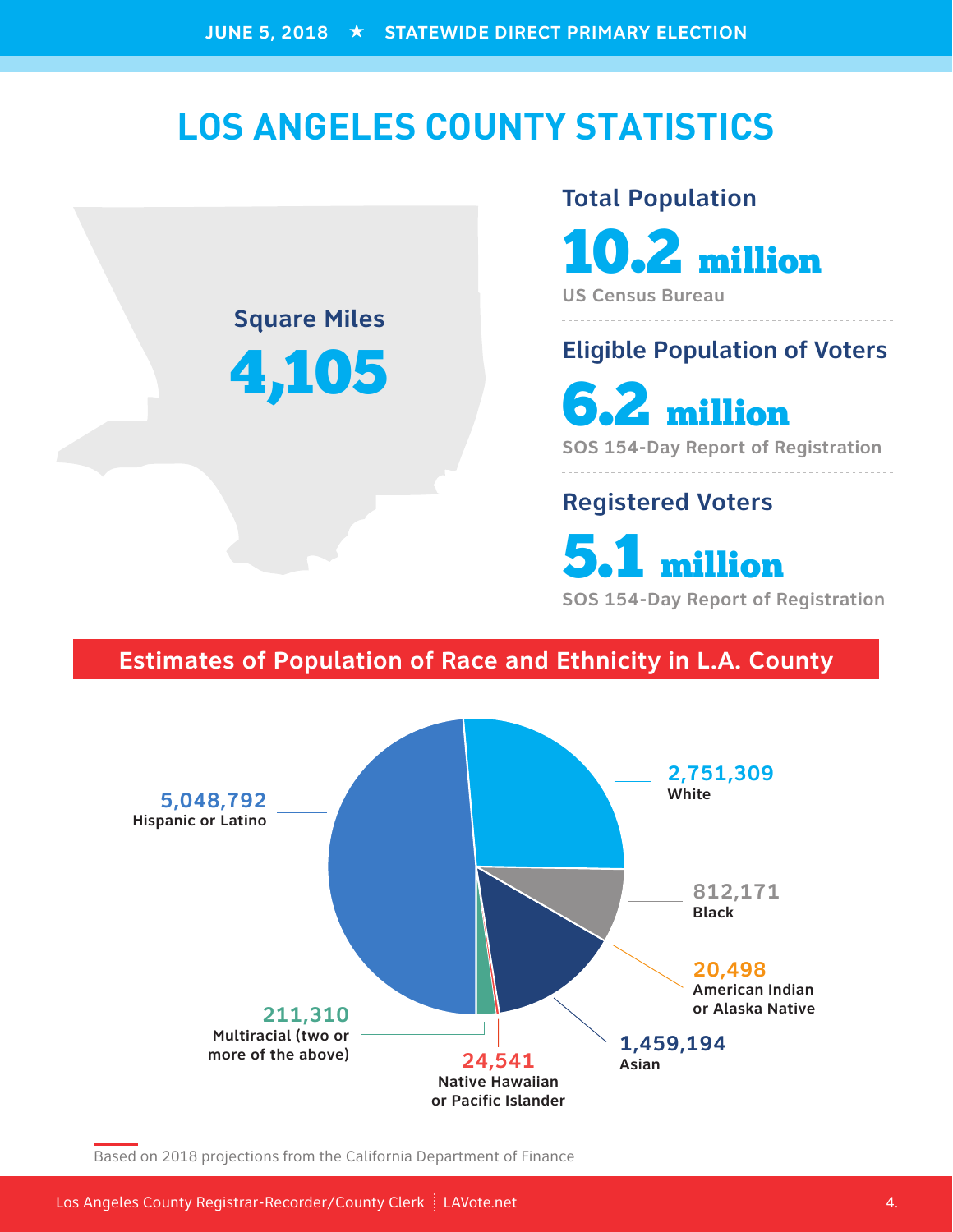# LOS ANGELES COUNTY STATISTICS

**Square Miles**

**4,105**

**Total Population**

**10.2 million**

US Census Bureau

**Eligible Population of Voters**

**6.2 million**

SOS 154-Day Report of Registration

**Registered Voters**

**5.1 million**

SOS 154-Day Report of Registration

## Estimates of Population of Race and Ethnicity in L.A. County

| Race/Ethnicity | Population |
|---|---|
| Hispanic or Latino | 5,048,792 |
| White | 2,751,309 |
| Black | 812,171 |
| American Indian or Alaska Native | 20,498 |
| Asian | 1,459,194 |
| Native Hawaiian or Pacific Islander | 24,541 |
| Multiracial (two or more of the above) | 211,310 |

Based on 2018 projections from the California Department of Finance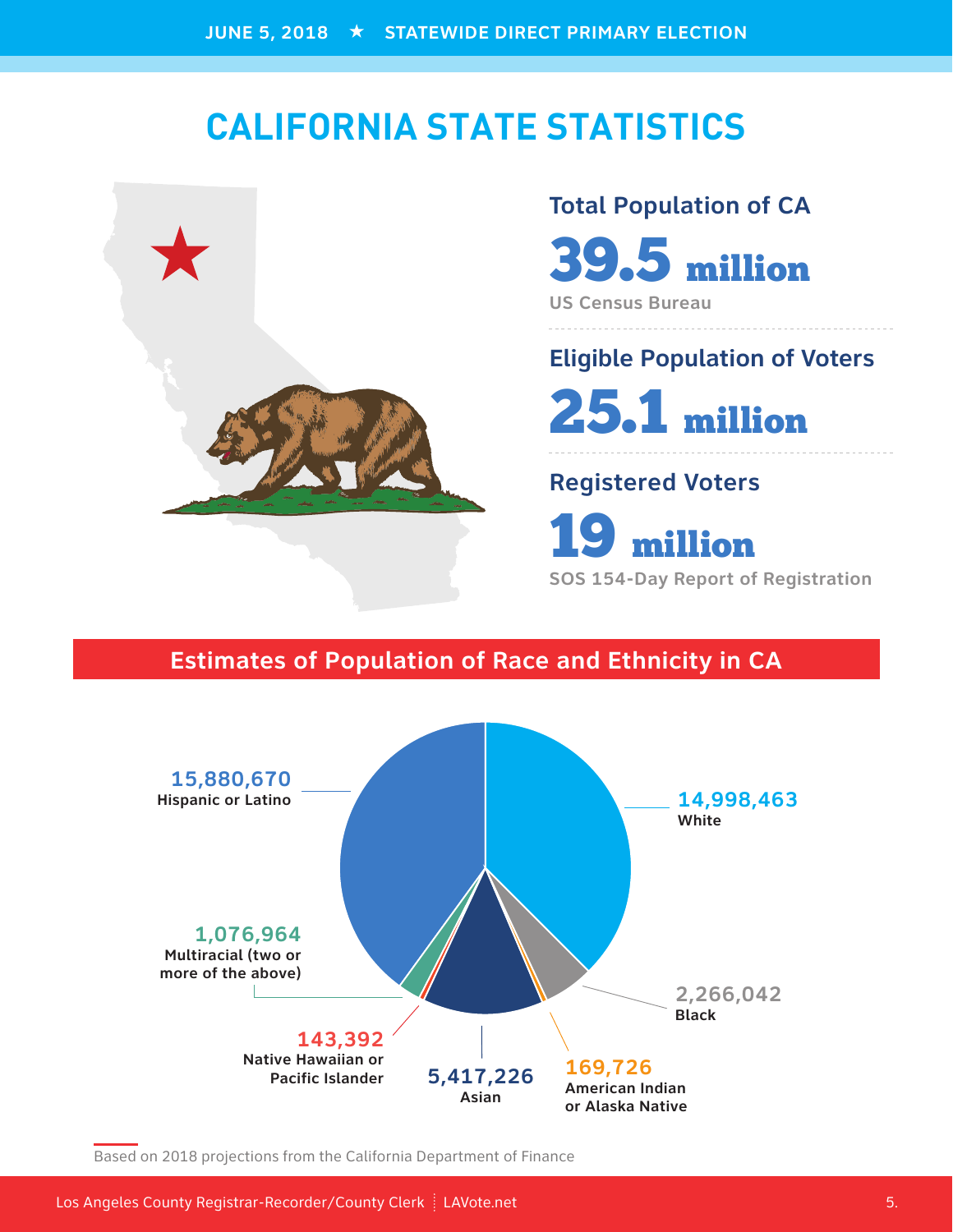# CALIFORNIA STATE STATISTICS

## Total Population of CA

**39.5 million**

US Census Bureau

## Eligible Population of Voters

**25.1 million**

## Registered Voters

**19 million**

SOS 154-Day Report of Registration

## Estimates of Population of Race and Ethnicity in CA

- **15,880,670** Hispanic or Latino
- **14,998,463** White
- **1,076,964** Multiracial (two or more of the above)
- **2,266,042** Black
- **143,392** Native Hawaiian or Pacific Islander
- **5,417,226** Asian
- **169,726** American Indian or Alaska Native

Based on 2018 projections from the California Department of Finance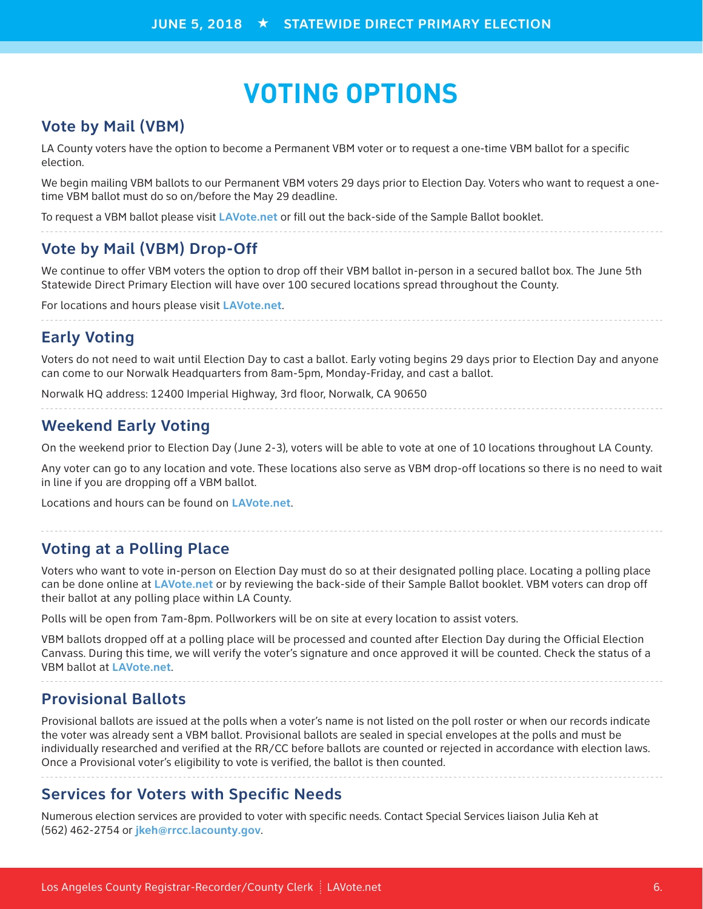# VOTING OPTIONS

## Vote by Mail (VBM)

LA County voters have the option to become a Permanent VBM voter or to request a one-time VBM ballot for a specific election.

We begin mailing VBM ballots to our Permanent VBM voters 29 days prior to Election Day. Voters who want to request a one-time VBM ballot must do so on/before the May 29 deadline.

To request a VBM ballot please visit **LAVote.net** or fill out the back-side of the Sample Ballot booklet.

## Vote by Mail (VBM) Drop-Off

We continue to offer VBM voters the option to drop off their VBM ballot in-person in a secured ballot box. The June 5th Statewide Direct Primary Election will have over 100 secured locations spread throughout the County.

For locations and hours please visit **LAVote.net**.

## Early Voting

Voters do not need to wait until Election Day to cast a ballot. Early voting begins 29 days prior to Election Day and anyone can come to our Norwalk Headquarters from 8am-5pm, Monday-Friday, and cast a ballot.

Norwalk HQ address: 12400 Imperial Highway, 3rd floor, Norwalk, CA 90650

## Weekend Early Voting

On the weekend prior to Election Day (June 2-3), voters will be able to vote at one of 10 locations throughout LA County.

Any voter can go to any location and vote. These locations also serve as VBM drop-off locations so there is no need to wait in line if you are dropping off a VBM ballot.

Locations and hours can be found on **LAVote.net**.

## Voting at a Polling Place

Voters who want to vote in-person on Election Day must do so at their designated polling place. Locating a polling place can be done online at **LAVote.net** or by reviewing the back-side of their Sample Ballot booklet. VBM voters can drop off their ballot at any polling place within LA County.

Polls will be open from 7am-8pm. Pollworkers will be on site at every location to assist voters.

VBM ballots dropped off at a polling place will be processed and counted after Election Day during the Official Election Canvass. During this time, we will verify the voter's signature and once approved it will be counted. Check the status of a VBM ballot at **LAVote.net**.

## Provisional Ballots

Provisional ballots are issued at the polls when a voter's name is not listed on the poll roster or when our records indicate the voter was already sent a VBM ballot. Provisional ballots are sealed in special envelopes at the polls and must be individually researched and verified at the RR/CC before ballots are counted or rejected in accordance with election laws. Once a Provisional voter's eligibility to vote is verified, the ballot is then counted.

## Services for Voters with Specific Needs

Numerous election services are provided to voter with specific needs. Contact Special Services liaison Julia Keh at (562) 462-2754 or **jkeh@rrcc.lacounty.gov**.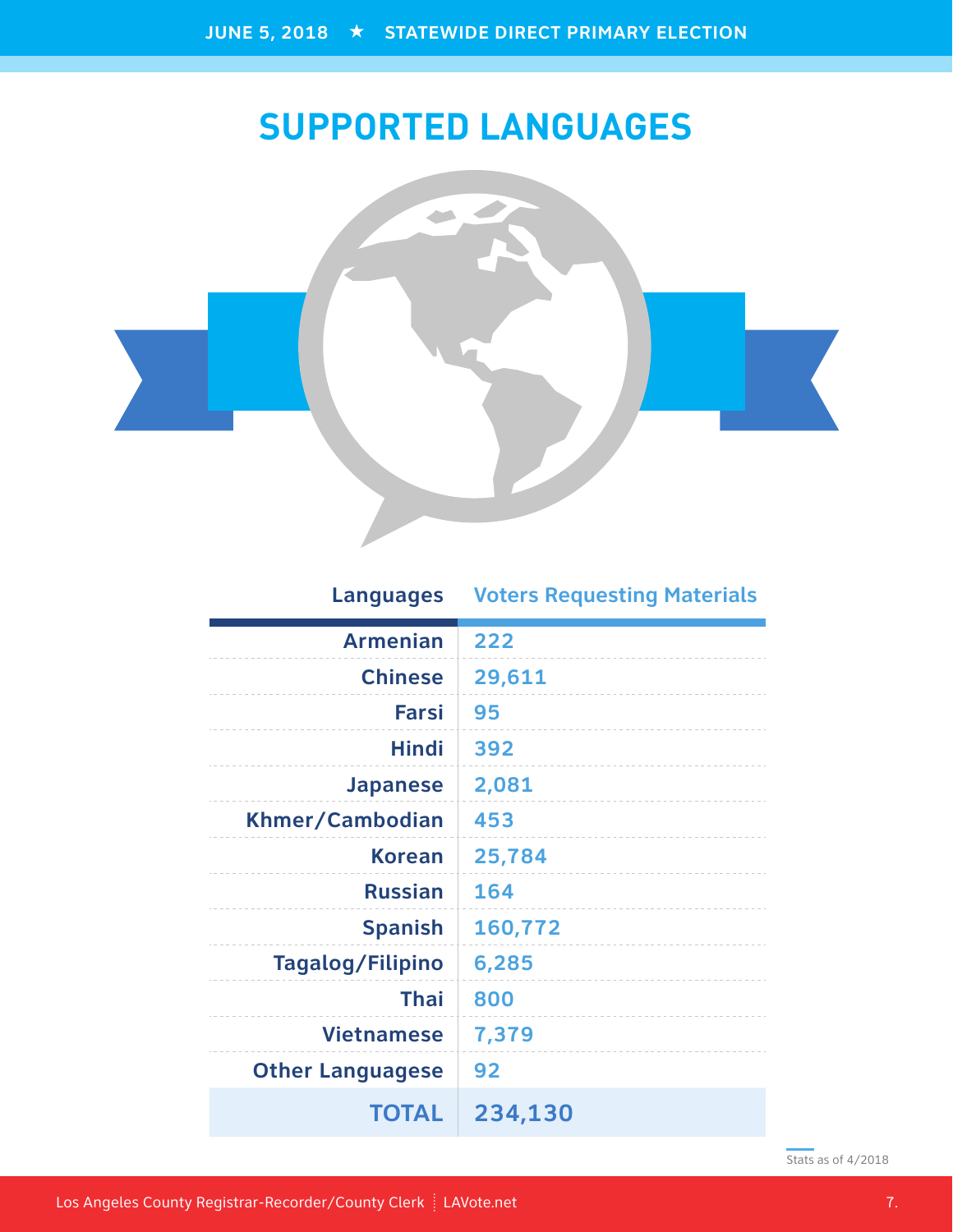# SUPPORTED LANGUAGES

| Languages | Voters Requesting Materials |
|---|---|
| Armenian | 222 |
| Chinese | 29,611 |
| Farsi | 95 |
| Hindi | 392 |
| Japanese | 2,081 |
| Khmer/Cambodian | 453 |
| Korean | 25,784 |
| Russian | 164 |
| Spanish | 160,772 |
| Tagalog/Filipino | 6,285 |
| Thai | 800 |
| Vietnamese | 7,379 |
| Other Languagese | 92 |
| **TOTAL** | **234,130** |

Stats as of 4/2018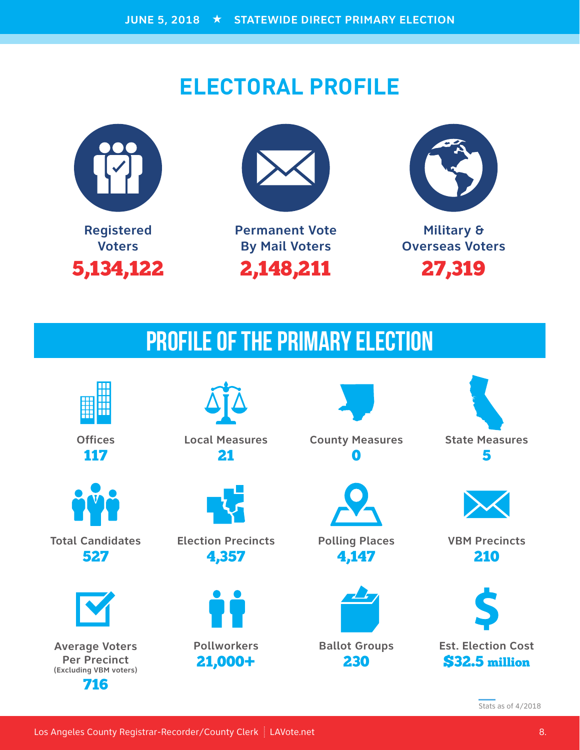# ELECTORAL PROFILE

**Registered Voters**
**5,134,122**

**Permanent Vote By Mail Voters**
**2,148,211**

**Military & Overseas Voters**
**27,319**

## PROFILE OF THE PRIMARY ELECTION

**Offices**
**117**

**Local Measures**
**21**

**County Measures**
**0**

**State Measures**
**5**

**Total Candidates**
**527**

**Election Precincts**
**4,357**

**Polling Places**
**4,147**

**VBM Precincts**
**210**

**Average Voters Per Precinct**
(Excluding VBM voters)
**716**

**Pollworkers**
**21,000+**

**Ballot Groups**
**230**

**Est. Election Cost**
**$32.5 million**

Stats as of 4/2018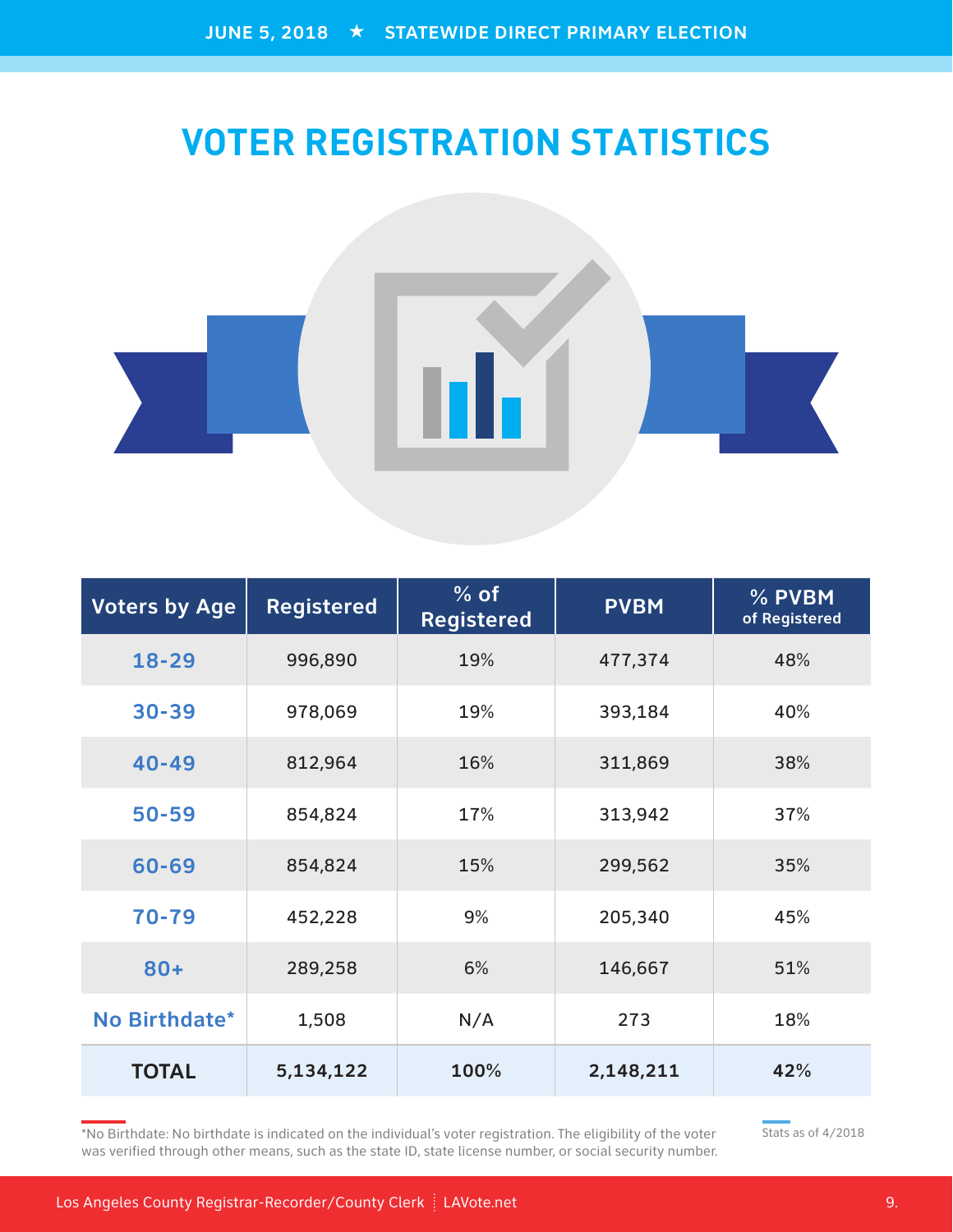JUNE 5, 2018 ★ STATEWIDE DIRECT PRIMARY ELECTION

# VOTER REGISTRATION STATISTICS

| Voters by Age | Registered | % of Registered | PVBM | % PVBM of Registered |
|---|---|---|---|---|
| 18-29 | 996,890 | 19% | 477,374 | 48% |
| 30-39 | 978,069 | 19% | 393,184 | 40% |
| 40-49 | 812,964 | 16% | 311,869 | 38% |
| 50-59 | 854,824 | 17% | 313,942 | 37% |
| 60-69 | 854,824 | 15% | 299,562 | 35% |
| 70-79 | 452,228 | 9% | 205,340 | 45% |
| 80+ | 289,258 | 6% | 146,667 | 51% |
| No Birthdate* | 1,508 | N/A | 273 | 18% |
| **TOTAL** | **5,134,122** | **100%** | **2,148,211** | **42%** |

*No Birthdate: No birthdate is indicated on the individual's voter registration. The eligibility of the voter was verified through other means, such as the state ID, state license number, or social security number.

Stats as of 4/2018

Los Angeles County Registrar-Recorder/County Clerk | LAVote.net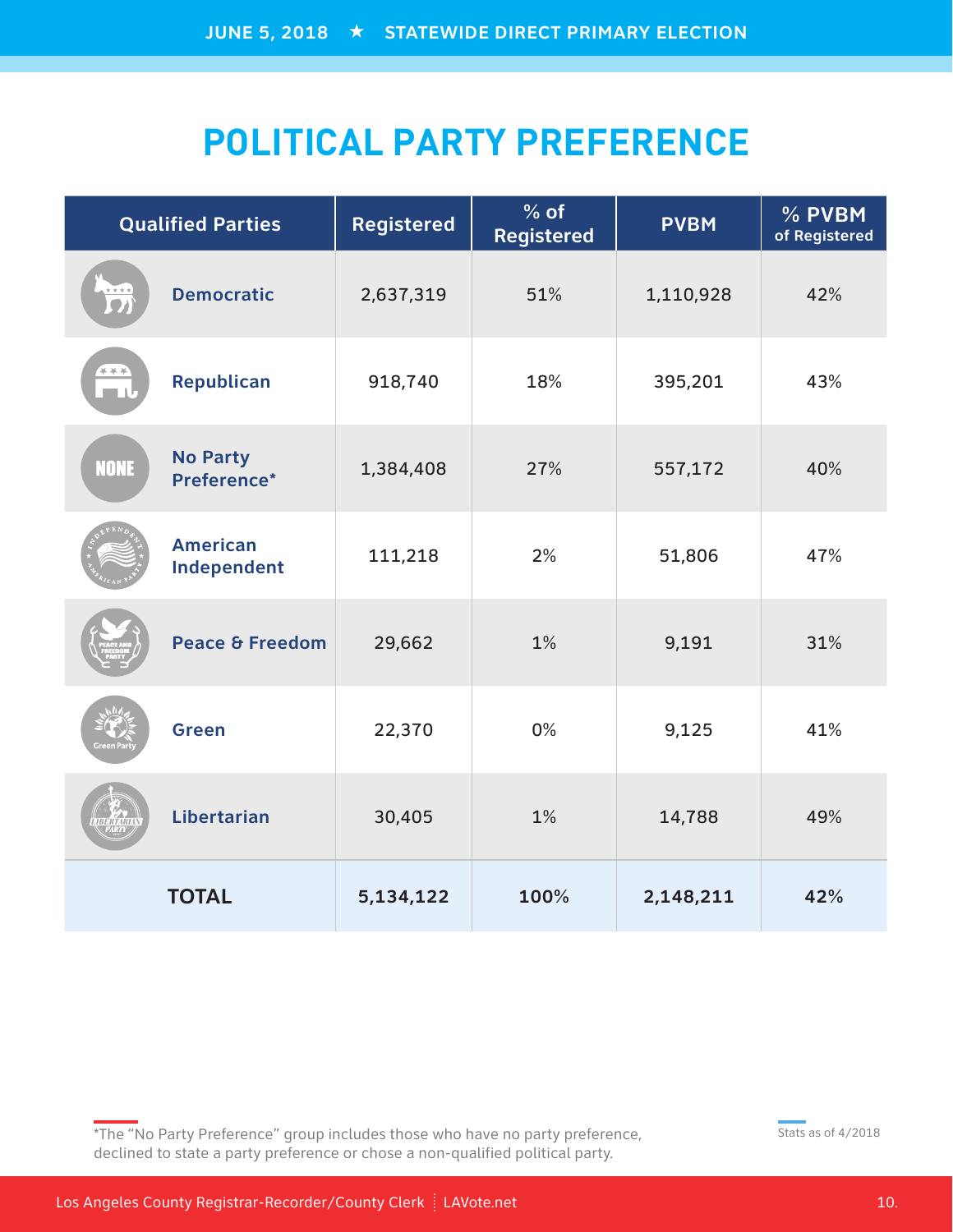# POLITICAL PARTY PREFERENCE

| Qualified Parties | Registered | % of Registered | PVBM | % PVBM of Registered |
|---|---|---|---|---|
| Democratic | 2,637,319 | 51% | 1,110,928 | 42% |
| Republican | 918,740 | 18% | 395,201 | 43% |
| No Party Preference* | 1,384,408 | 27% | 557,172 | 40% |
| American Independent | 111,218 | 2% | 51,806 | 47% |
| Peace & Freedom | 29,662 | 1% | 9,191 | 31% |
| Green | 22,370 | 0% | 9,125 | 41% |
| Libertarian | 30,405 | 1% | 14,788 | 49% |
| **TOTAL** | **5,134,122** | **100%** | **2,148,211** | **42%** |

*The "No Party Preference" group includes those who have no party preference, declined to state a party preference or chose a non-qualified political party.

Stats as of 4/2018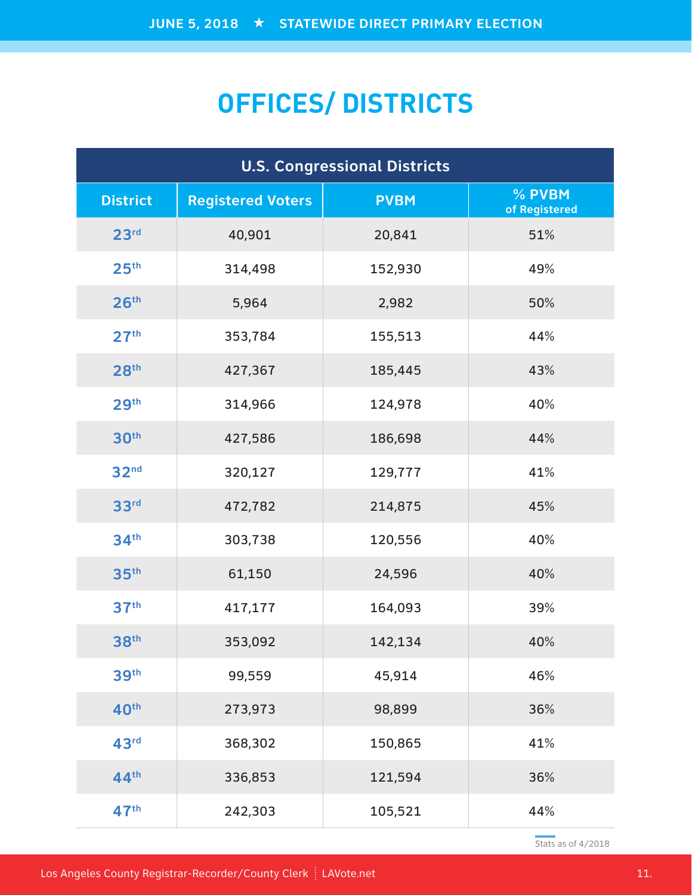# OFFICES/ DISTRICTS

| U.S. Congressional Districts | | | |
|---|---|---|---|
| District | Registered Voters | PVBM | % PVBM of Registered |
| 23rd | 40,901 | 20,841 | 51% |
| 25th | 314,498 | 152,930 | 49% |
| 26th | 5,964 | 2,982 | 50% |
| 27th | 353,784 | 155,513 | 44% |
| 28th | 427,367 | 185,445 | 43% |
| 29th | 314,966 | 124,978 | 40% |
| 30th | 427,586 | 186,698 | 44% |
| 32nd | 320,127 | 129,777 | 41% |
| 33rd | 472,782 | 214,875 | 45% |
| 34th | 303,738 | 120,556 | 40% |
| 35th | 61,150 | 24,596 | 40% |
| 37th | 417,177 | 164,093 | 39% |
| 38th | 353,092 | 142,134 | 40% |
| 39th | 99,559 | 45,914 | 46% |
| 40th | 273,973 | 98,899 | 36% |
| 43rd | 368,302 | 150,865 | 41% |
| 44th | 336,853 | 121,594 | 36% |
| 47th | 242,303 | 105,521 | 44% |

Stats as of 4/2018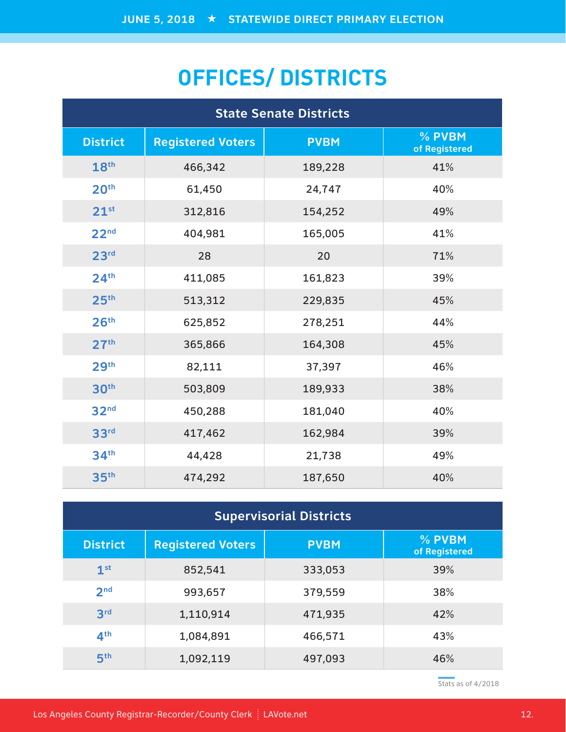# OFFICES/ DISTRICTS

| State Senate Districts | | | |
|---|---|---|---|
| District | Registered Voters | PVBM | % PVBM of Registered |
| 18th | 466,342 | 189,228 | 41% |
| 20th | 61,450 | 24,747 | 40% |
| 21st | 312,816 | 154,252 | 49% |
| 22nd | 404,981 | 165,005 | 41% |
| 23rd | 28 | 20 | 71% |
| 24th | 411,085 | 161,823 | 39% |
| 25th | 513,312 | 229,835 | 45% |
| 26th | 625,852 | 278,251 | 44% |
| 27th | 365,866 | 164,308 | 45% |
| 29th | 82,111 | 37,397 | 46% |
| 30th | 503,809 | 189,933 | 38% |
| 32nd | 450,288 | 181,040 | 40% |
| 33rd | 417,462 | 162,984 | 39% |
| 34th | 44,428 | 21,738 | 49% |
| 35th | 474,292 | 187,650 | 40% |

| Supervisorial Districts | | | |
|---|---|---|---|
| District | Registered Voters | PVBM | % PVBM of Registered |
| 1st | 852,541 | 333,053 | 39% |
| 2nd | 993,657 | 379,559 | 38% |
| 3rd | 1,110,914 | 471,935 | 42% |
| 4th | 1,084,891 | 466,571 | 43% |
| 5th | 1,092,119 | 497,093 | 46% |

Stats as of 4/2018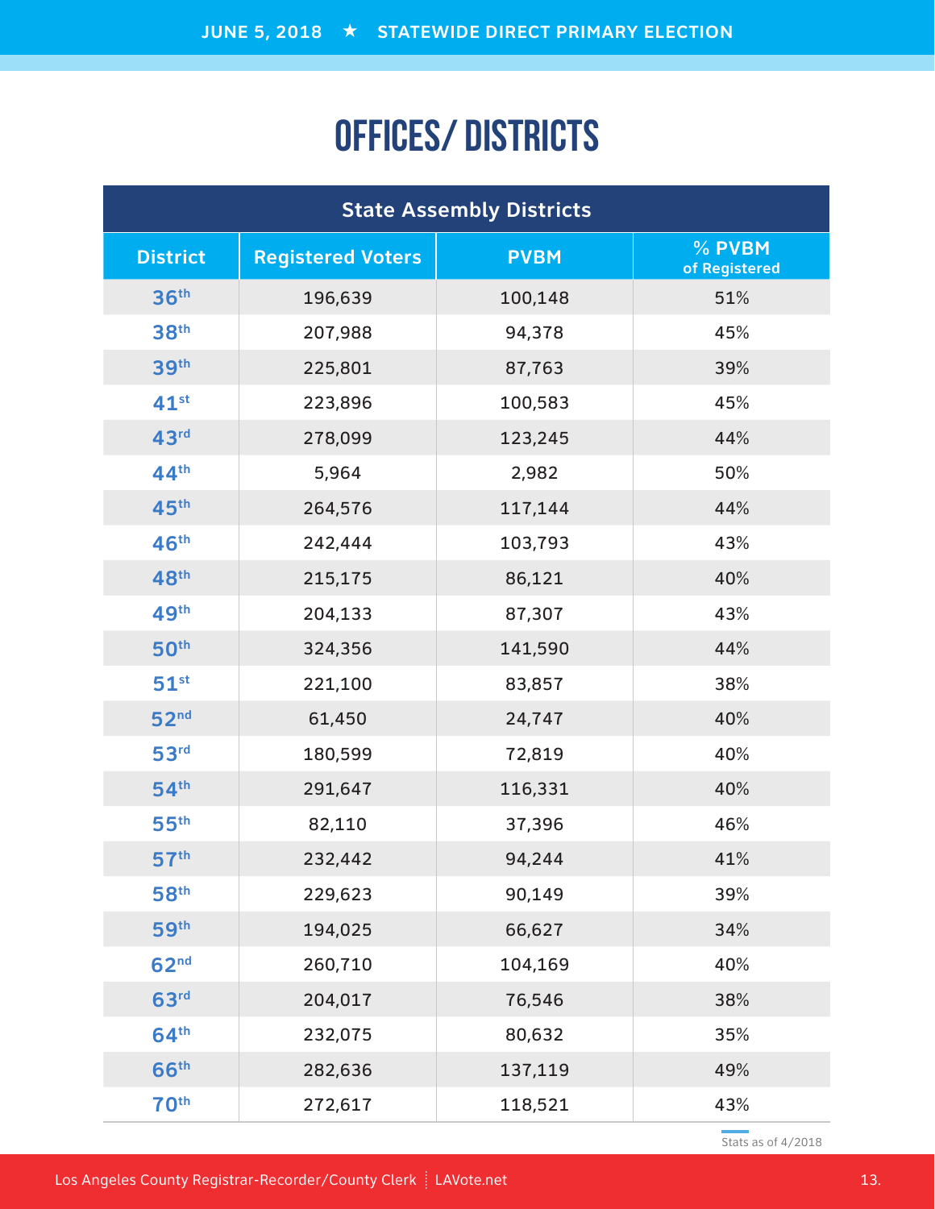# OFFICES/ DISTRICTS

| State Assembly Districts | | | |
|---|---|---|---|
| District | Registered Voters | PVBM | % PVBM of Registered |
| 36th | 196,639 | 100,148 | 51% |
| 38th | 207,988 | 94,378 | 45% |
| 39th | 225,801 | 87,763 | 39% |
| 41st | 223,896 | 100,583 | 45% |
| 43rd | 278,099 | 123,245 | 44% |
| 44th | 5,964 | 2,982 | 50% |
| 45th | 264,576 | 117,144 | 44% |
| 46th | 242,444 | 103,793 | 43% |
| 48th | 215,175 | 86,121 | 40% |
| 49th | 204,133 | 87,307 | 43% |
| 50th | 324,356 | 141,590 | 44% |
| 51st | 221,100 | 83,857 | 38% |
| 52nd | 61,450 | 24,747 | 40% |
| 53rd | 180,599 | 72,819 | 40% |
| 54th | 291,647 | 116,331 | 40% |
| 55th | 82,110 | 37,396 | 46% |
| 57th | 232,442 | 94,244 | 41% |
| 58th | 229,623 | 90,149 | 39% |
| 59th | 194,025 | 66,627 | 34% |
| 62nd | 260,710 | 104,169 | 40% |
| 63rd | 204,017 | 76,546 | 38% |
| 64th | 232,075 | 80,632 | 35% |
| 66th | 282,636 | 137,119 | 49% |
| 70th | 272,617 | 118,521 | 43% |

Stats as of 4/2018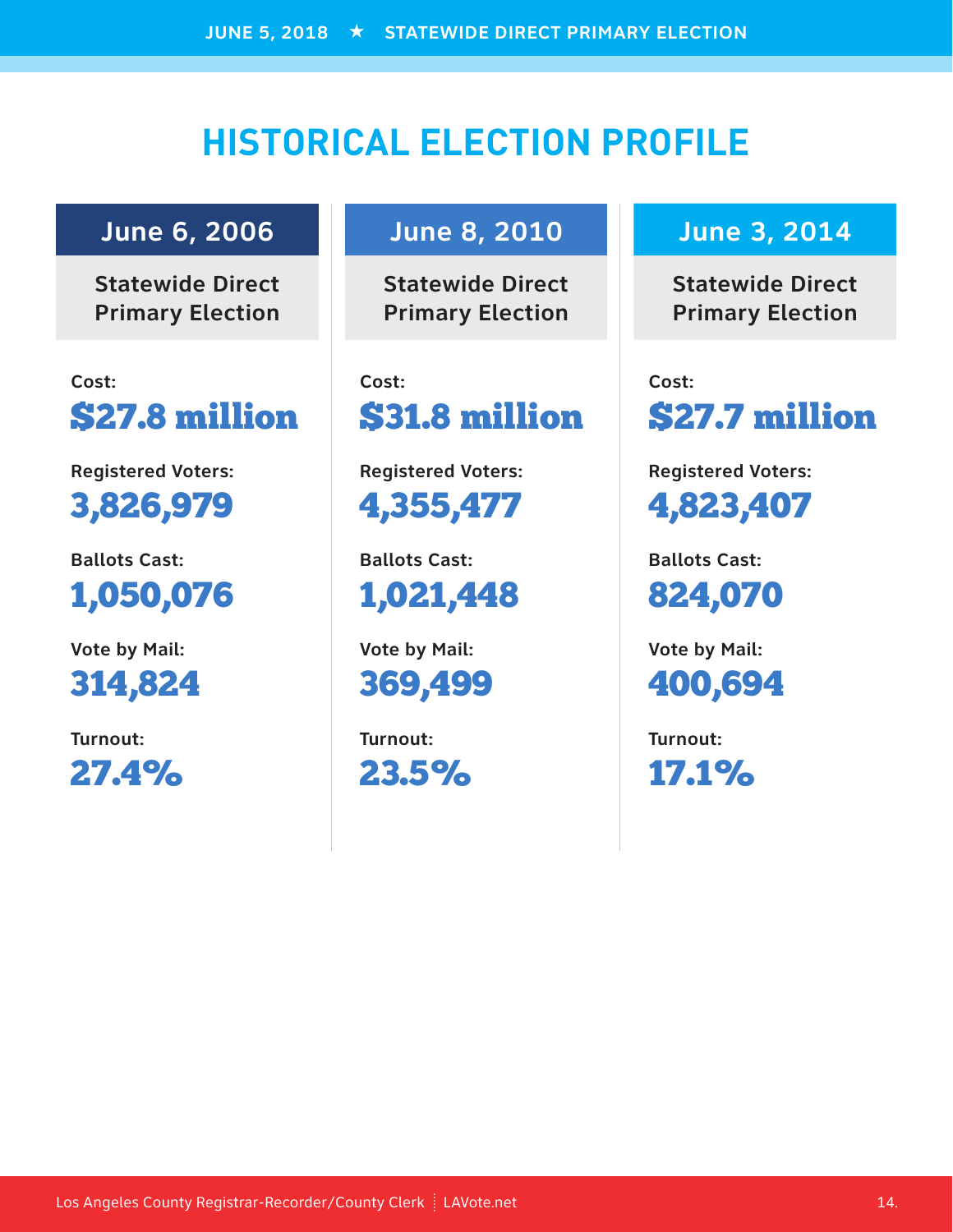# HISTORICAL ELECTION PROFILE

## June 6, 2006

**Statewide Direct Primary Election**

Cost:
**$27.8 million**

Registered Voters:
**3,826,979**

Ballots Cast:
**1,050,076**

Vote by Mail:
**314,824**

Turnout:
**27.4%**

## June 8, 2010

**Statewide Direct Primary Election**

Cost:
**$31.8 million**

Registered Voters:
**4,355,477**

Ballots Cast:
**1,021,448**

Vote by Mail:
**369,499**

Turnout:
**23.5%**

## June 3, 2014

**Statewide Direct Primary Election**

Cost:
**$27.7 million**

Registered Voters:
**4,823,407**

Ballots Cast:
**824,070**

Vote by Mail:
**400,694**

Turnout:
**17.1%**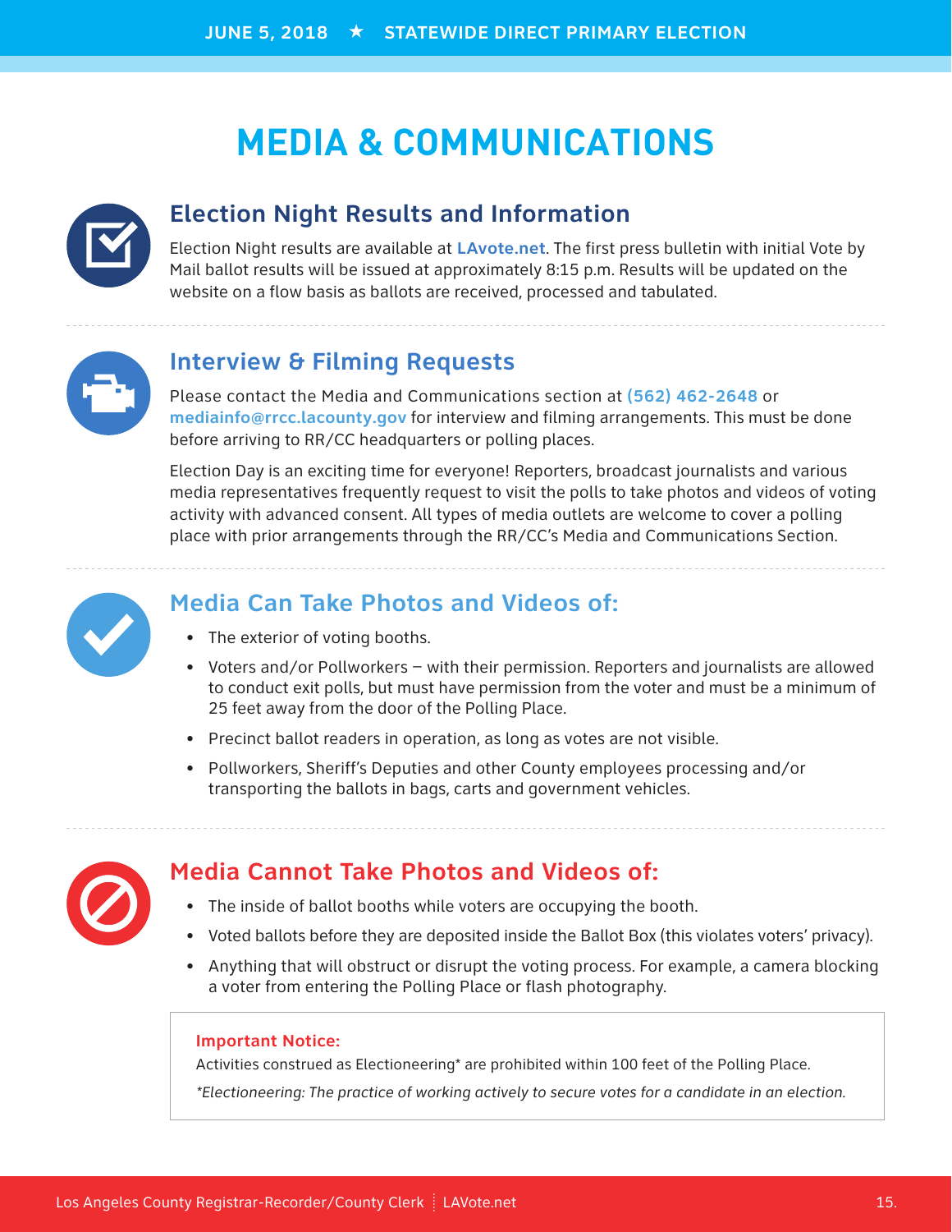# MEDIA & COMMUNICATIONS

## Election Night Results and Information

Election Night results are available at **LAvote.net**. The first press bulletin with initial Vote by Mail ballot results will be issued at approximately 8:15 p.m. Results will be updated on the website on a flow basis as ballots are received, processed and tabulated.

## Interview & Filming Requests

Please contact the Media and Communications section at **(562) 462-2648** or **mediainfo@rrcc.lacounty.gov** for interview and filming arrangements. This must be done before arriving to RR/CC headquarters or polling places.

Election Day is an exciting time for everyone! Reporters, broadcast journalists and various media representatives frequently request to visit the polls to take photos and videos of voting activity with advanced consent. All types of media outlets are welcome to cover a polling place with prior arrangements through the RR/CC's Media and Communications Section.

## Media Can Take Photos and Videos of:

- The exterior of voting booths.
- Voters and/or Pollworkers – with their permission. Reporters and journalists are allowed to conduct exit polls, but must have permission from the voter and must be a minimum of 25 feet away from the door of the Polling Place.
- Precinct ballot readers in operation, as long as votes are not visible.
- Pollworkers, Sheriff's Deputies and other County employees processing and/or transporting the ballots in bags, carts and government vehicles.

## Media Cannot Take Photos and Videos of:

- The inside of ballot booths while voters are occupying the booth.
- Voted ballots before they are deposited inside the Ballot Box (this violates voters' privacy).
- Anything that will obstruct or disrupt the voting process. For example, a camera blocking a voter from entering the Polling Place or flash photography.

**Important Notice:**

Activities construed as Electioneering* are prohibited within 100 feet of the Polling Place.

*\*Electioneering: The practice of working actively to secure votes for a candidate in an election.*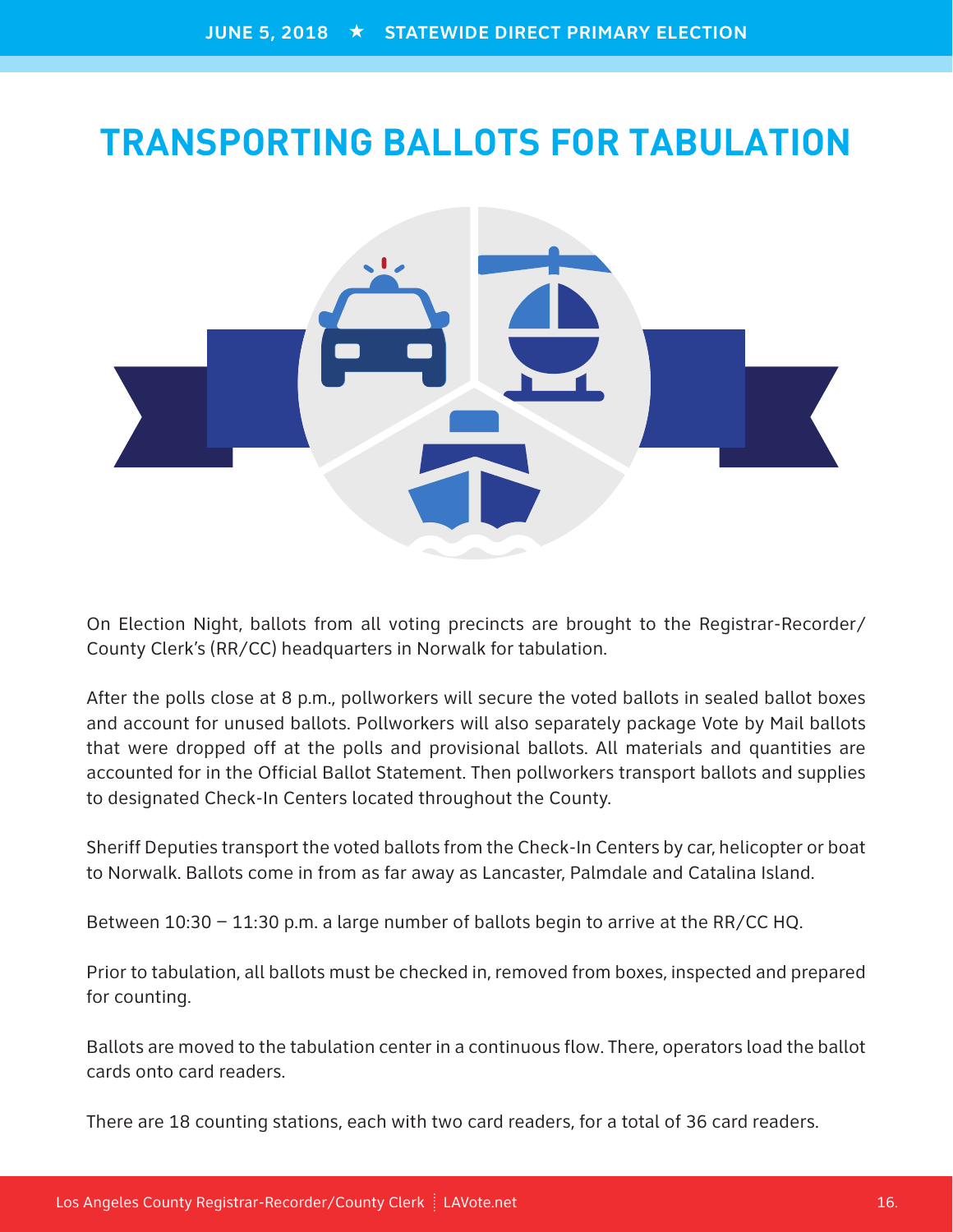# TRANSPORTING BALLOTS FOR TABULATION

On Election Night, ballots from all voting precincts are brought to the Registrar-Recorder/County Clerk's (RR/CC) headquarters in Norwalk for tabulation.

After the polls close at 8 p.m., pollworkers will secure the voted ballots in sealed ballot boxes and account for unused ballots. Pollworkers will also separately package Vote by Mail ballots that were dropped off at the polls and provisional ballots. All materials and quantities are accounted for in the Official Ballot Statement. Then pollworkers transport ballots and supplies to designated Check-In Centers located throughout the County.

Sheriff Deputies transport the voted ballots from the Check-In Centers by car, helicopter or boat to Norwalk. Ballots come in from as far away as Lancaster, Palmdale and Catalina Island.

Between 10:30 – 11:30 p.m. a large number of ballots begin to arrive at the RR/CC HQ.

Prior to tabulation, all ballots must be checked in, removed from boxes, inspected and prepared for counting.

Ballots are moved to the tabulation center in a continuous flow. There, operators load the ballot cards onto card readers.

There are 18 counting stations, each with two card readers, for a total of 36 card readers.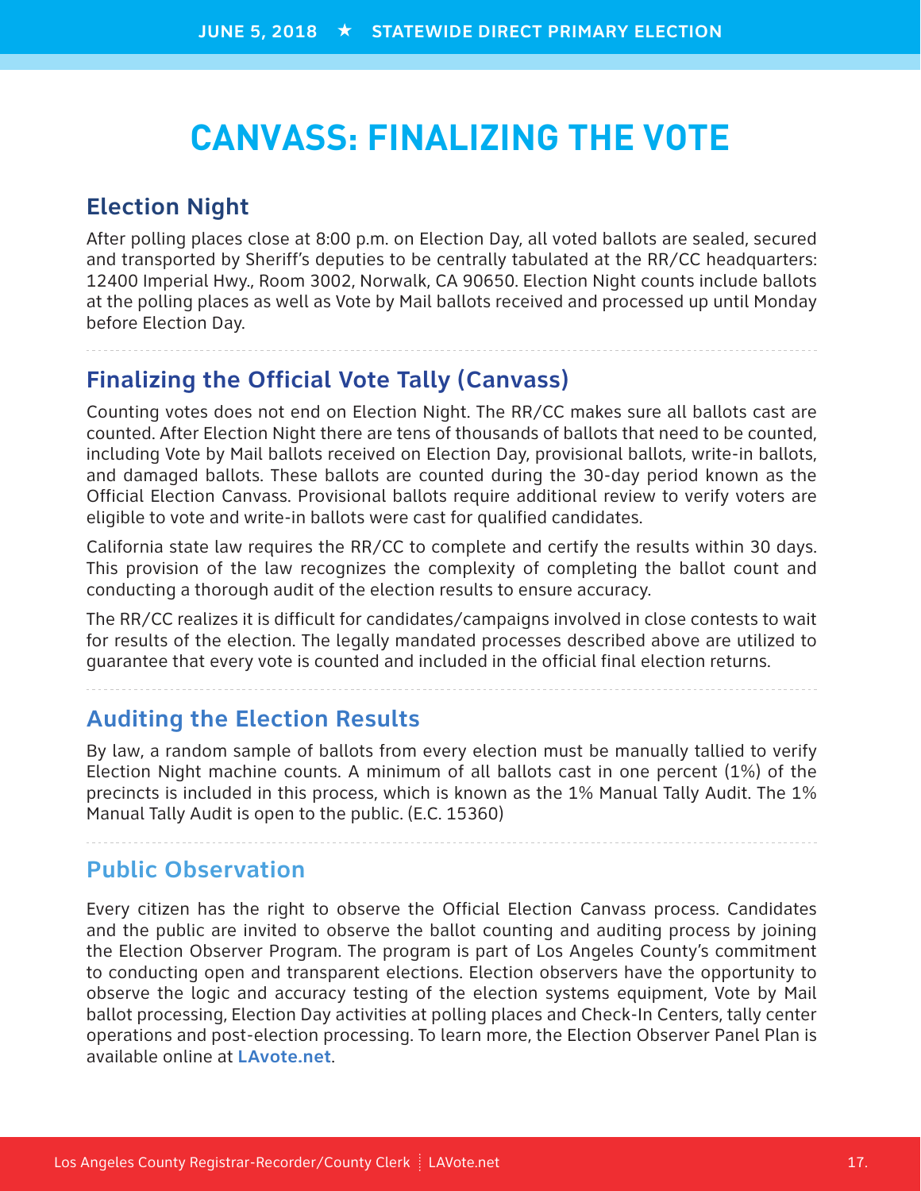# CANVASS: FINALIZING THE VOTE

## Election Night

After polling places close at 8:00 p.m. on Election Day, all voted ballots are sealed, secured and transported by Sheriff's deputies to be centrally tabulated at the RR/CC headquarters: 12400 Imperial Hwy., Room 3002, Norwalk, CA 90650. Election Night counts include ballots at the polling places as well as Vote by Mail ballots received and processed up until Monday before Election Day.

## Finalizing the Official Vote Tally (Canvass)

Counting votes does not end on Election Night. The RR/CC makes sure all ballots cast are counted. After Election Night there are tens of thousands of ballots that need to be counted, including Vote by Mail ballots received on Election Day, provisional ballots, write-in ballots, and damaged ballots. These ballots are counted during the 30-day period known as the Official Election Canvass. Provisional ballots require additional review to verify voters are eligible to vote and write-in ballots were cast for qualified candidates.

California state law requires the RR/CC to complete and certify the results within 30 days. This provision of the law recognizes the complexity of completing the ballot count and conducting a thorough audit of the election results to ensure accuracy.

The RR/CC realizes it is difficult for candidates/campaigns involved in close contests to wait for results of the election. The legally mandated processes described above are utilized to guarantee that every vote is counted and included in the official final election returns.

## Auditing the Election Results

By law, a random sample of ballots from every election must be manually tallied to verify Election Night machine counts. A minimum of all ballots cast in one percent (1%) of the precincts is included in this process, which is known as the 1% Manual Tally Audit. The 1% Manual Tally Audit is open to the public. (E.C. 15360)

## Public Observation

Every citizen has the right to observe the Official Election Canvass process. Candidates and the public are invited to observe the ballot counting and auditing process by joining the Election Observer Program. The program is part of Los Angeles County's commitment to conducting open and transparent elections. Election observers have the opportunity to observe the logic and accuracy testing of the election systems equipment, Vote by Mail ballot processing, Election Day activities at polling places and Check-In Centers, tally center operations and post-election processing. To learn more, the Election Observer Panel Plan is available online at **LAvote.net**.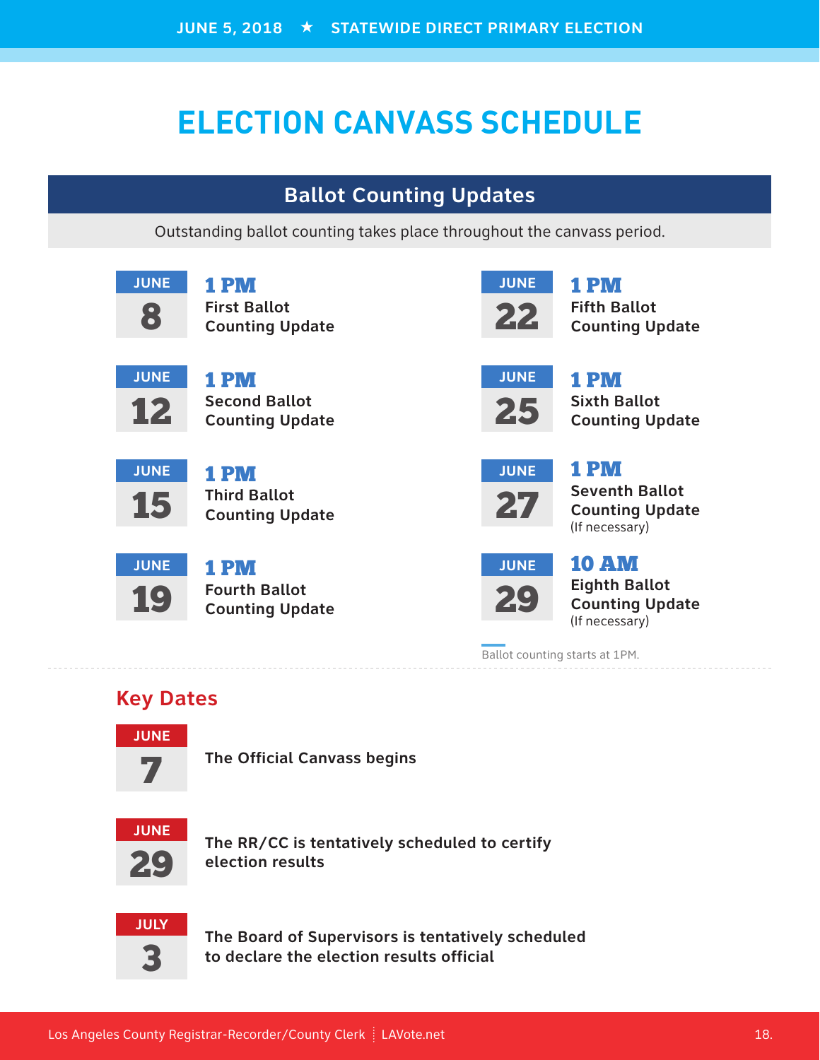# ELECTION CANVASS SCHEDULE

## Ballot Counting Updates

Outstanding ballot counting takes place throughout the canvass period.

**JUNE 8** — **1 PM** First Ballot Counting Update

**JUNE 12** — **1 PM** Second Ballot Counting Update

**JUNE 15** — **1 PM** Third Ballot Counting Update

**JUNE 19** — **1 PM** Fourth Ballot Counting Update

**JUNE 22** — **1 PM** Fifth Ballot Counting Update

**JUNE 25** — **1 PM** Sixth Ballot Counting Update

**JUNE 27** — **1 PM** Seventh Ballot Counting Update (If necessary)

**JUNE 29** — **10 AM** Eighth Ballot Counting Update (If necessary)

Ballot counting starts at 1PM.

## Key Dates

**JUNE 7** — The Official Canvass begins

**JUNE 29** — The RR/CC is tentatively scheduled to certify election results

**JULY 3** — The Board of Supervisors is tentatively scheduled to declare the election results official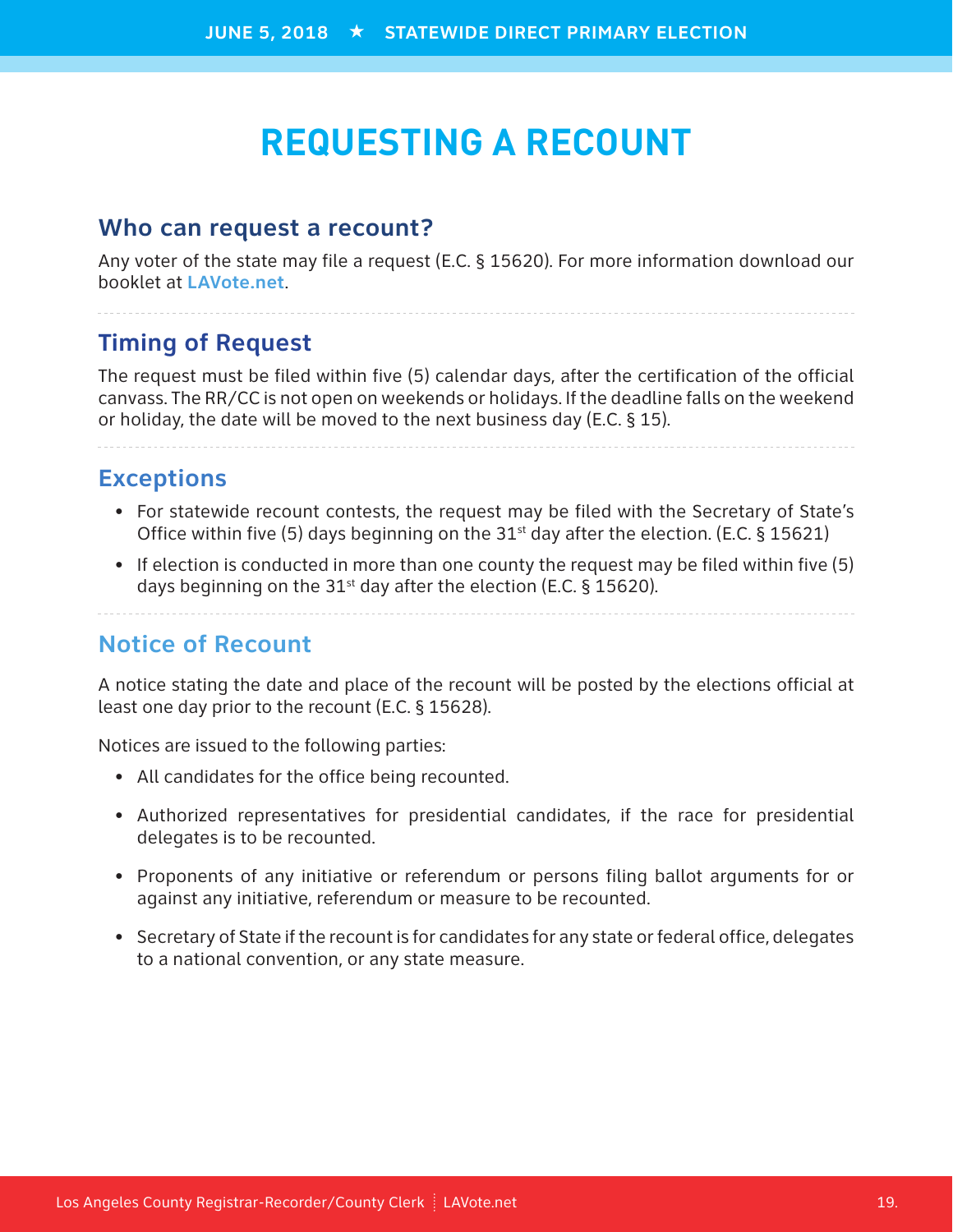# REQUESTING A RECOUNT

## Who can request a recount?

Any voter of the state may file a request (E.C. § 15620). For more information download our booklet at **LAVote.net**.

## Timing of Request

The request must be filed within five (5) calendar days, after the certification of the official canvass. The RR/CC is not open on weekends or holidays. If the deadline falls on the weekend or holiday, the date will be moved to the next business day (E.C. § 15).

## Exceptions

- For statewide recount contests, the request may be filed with the Secretary of State's Office within five (5) days beginning on the 31st day after the election. (E.C. § 15621)
- If election is conducted in more than one county the request may be filed within five (5) days beginning on the 31st day after the election (E.C. § 15620).

## Notice of Recount

A notice stating the date and place of the recount will be posted by the elections official at least one day prior to the recount (E.C. § 15628).

Notices are issued to the following parties:

- All candidates for the office being recounted.
- Authorized representatives for presidential candidates, if the race for presidential delegates is to be recounted.
- Proponents of any initiative or referendum or persons filing ballot arguments for or against any initiative, referendum or measure to be recounted.
- Secretary of State if the recount is for candidates for any state or federal office, delegates to a national convention, or any state measure.